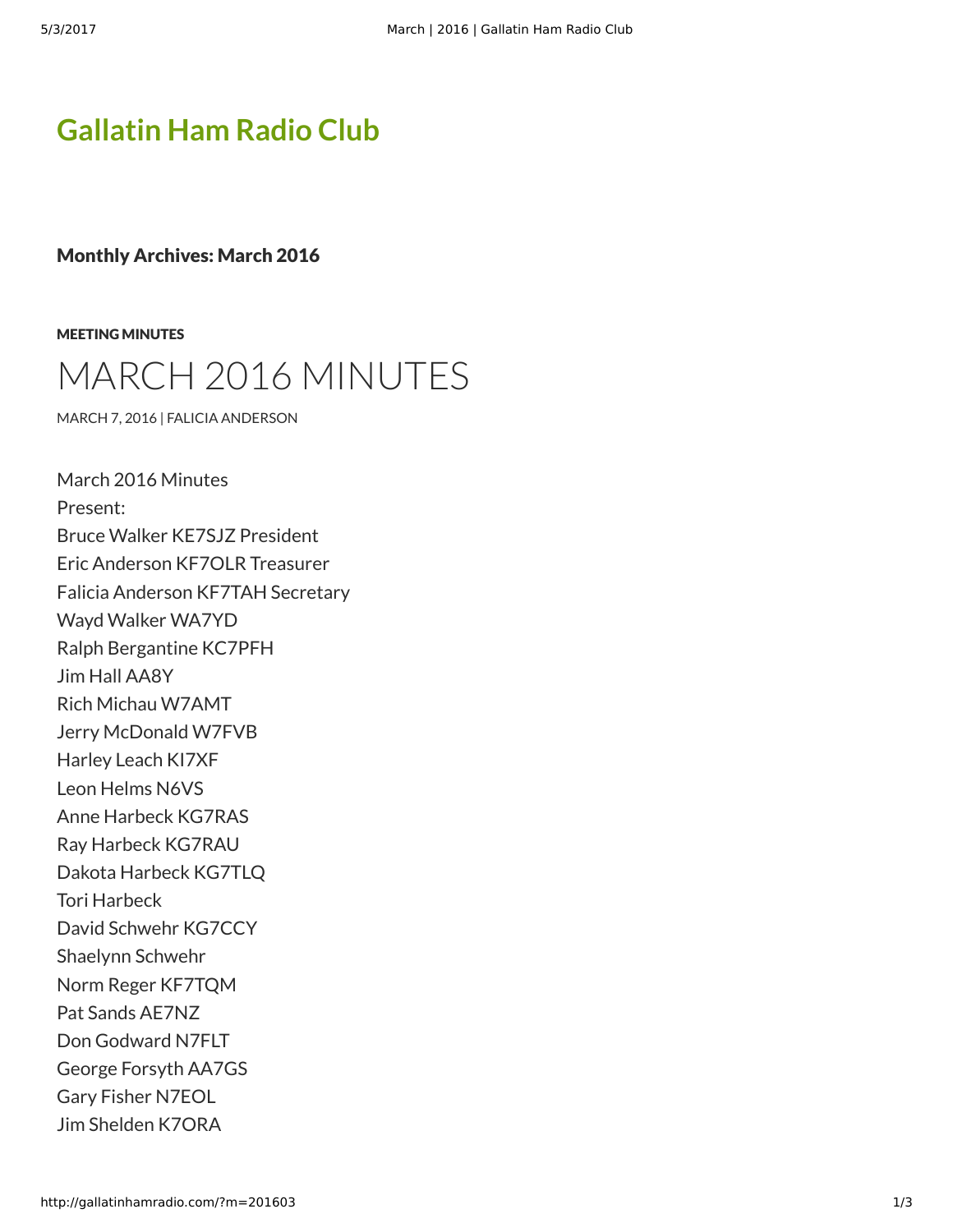# Gallatin Ham Radio Club

## Monthly Archives: March 2016

MEETING MINUTES

# MARCH 2016 MINUTES

MARCH 7, 2016 | FALICIA ANDERSON

March 2016 Minutes
Present:
Bruce Walker KE7SJZ President
Eric Anderson KF7OLR Treasurer
Falicia Anderson KF7TAH Secretary
Wayd Walker WA7YD
Ralph Bergantine KC7PFH
Jim Hall AA8Y
Rich Michau W7AMT
Jerry McDonald W7FVB
Harley Leach KI7XF
Leon Helms N6VS
Anne Harbeck KG7RAS
Ray Harbeck KG7RAU
Dakota Harbeck KG7TLQ
Tori Harbeck
David Schwehr KG7CCY
Shaelynn Schwehr
Norm Reger KF7TQM
Pat Sands AE7NZ
Don Godward N7FLT
George Forsyth AA7GS
Gary Fisher N7EOL
Jim Shelden K7ORA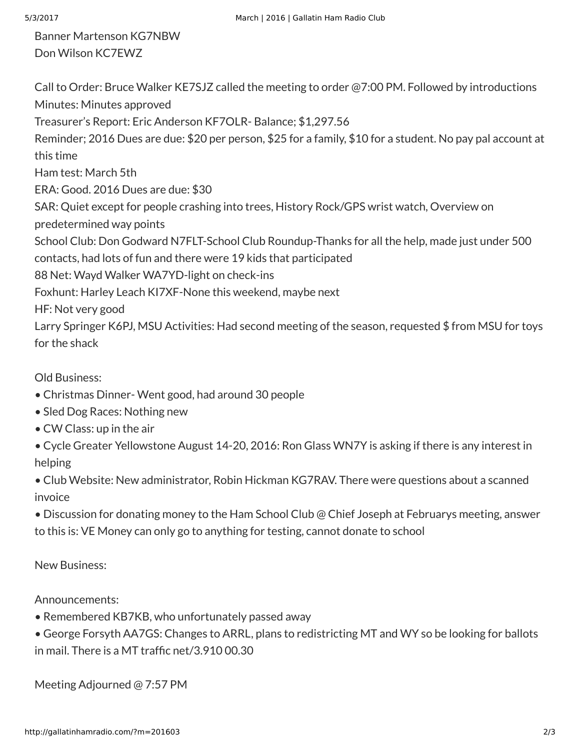Banner Martenson KG7NBW
Don Wilson KC7EWZ

Call to Order: Bruce Walker KE7SJZ called the meeting to order @7:00 PM. Followed by introductions
Minutes: Minutes approved
Treasurer's Report: Eric Anderson KF7OLR- Balance; $1,297.56
Reminder; 2016 Dues are due: $20 per person, $25 for a family, $10 for a student. No pay pal account at this time
Ham test: March 5th
ERA: Good. 2016 Dues are due: $30
SAR: Quiet except for people crashing into trees, History Rock/GPS wrist watch, Overview on predetermined way points
School Club: Don Godward N7FLT-School Club Roundup-Thanks for all the help, made just under 500 contacts, had lots of fun and there were 19 kids that participated
88 Net: Wayd Walker WA7YD-light on check-ins
Foxhunt: Harley Leach KI7XF-None this weekend, maybe next
HF: Not very good
Larry Springer K6PJ, MSU Activities: Had second meeting of the season, requested $ from MSU for toys for the shack

Old Business:

- Christmas Dinner- Went good, had around 30 people
- Sled Dog Races: Nothing new
- CW Class: up in the air
- Cycle Greater Yellowstone August 14-20, 2016: Ron Glass WN7Y is asking if there is any interest in helping
- Club Website: New administrator, Robin Hickman KG7RAV. There were questions about a scanned invoice
- Discussion for donating money to the Ham School Club @ Chief Joseph at Februarys meeting, answer to this is: VE Money can only go to anything for testing, cannot donate to school

New Business:

Announcements:

- Remembered KB7KB, who unfortunately passed away
- George Forsyth AA7GS: Changes to ARRL, plans to redistricting MT and WY so be looking for ballots in mail. There is a MT traffic net/3.910 00.30

Meeting Adjourned @ 7:57 PM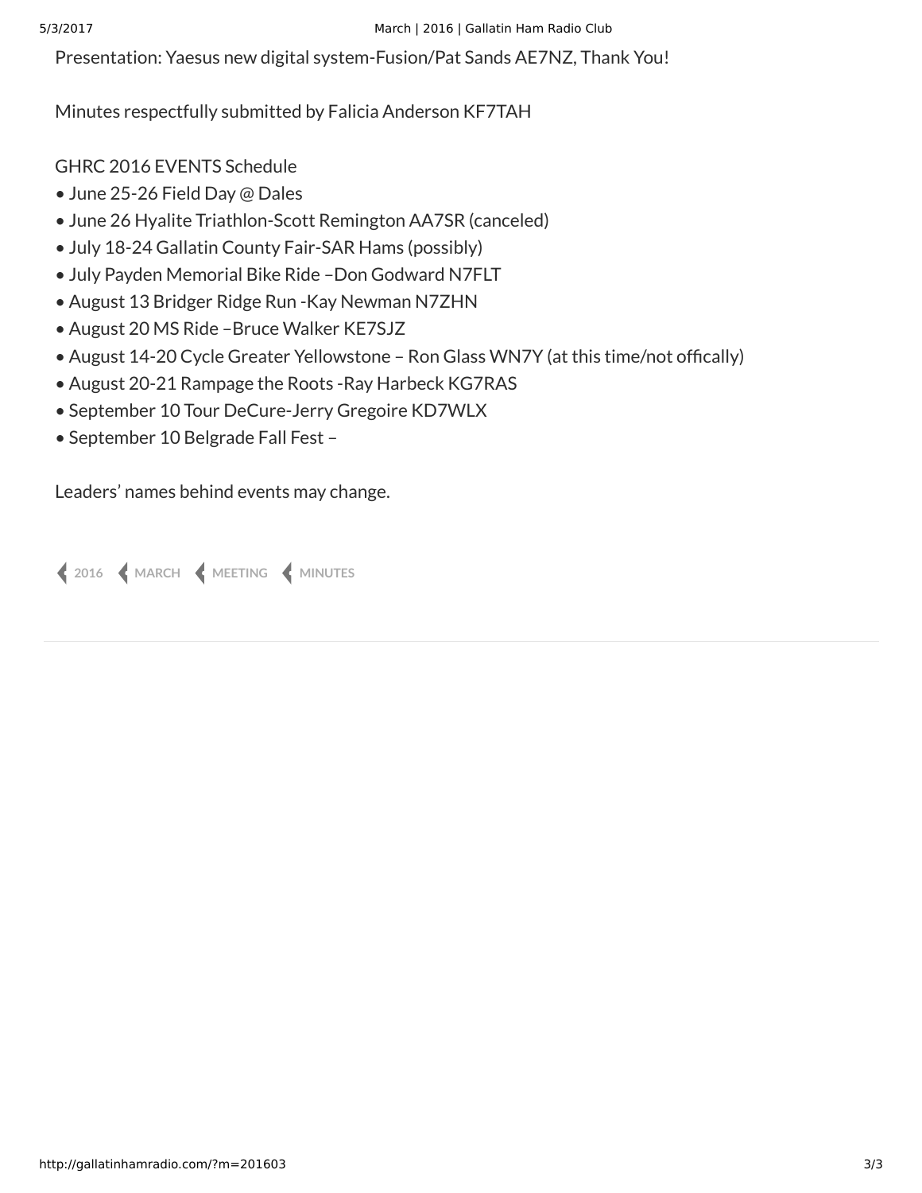Presentation: Yaesus new digital system-Fusion/Pat Sands AE7NZ, Thank You!

Minutes respectfully submitted by Falicia Anderson KF7TAH

GHRC 2016 EVENTS Schedule

- June 25-26 Field Day @ Dales
- June 26 Hyalite Triathlon-Scott Remington AA7SR (canceled)
- July 18-24 Gallatin County Fair-SAR Hams (possibly)
- July Payden Memorial Bike Ride –Don Godward N7FLT
- August 13 Bridger Ridge Run -Kay Newman N7ZHN
- August 20 MS Ride –Bruce Walker KE7SJZ
- August 14-20 Cycle Greater Yellowstone – Ron Glass WN7Y (at this time/not offically)
- August 20-21 Rampage the Roots -Ray Harbeck KG7RAS
- September 10 Tour DeCure-Jerry Gregoire KD7WLX
- September 10 Belgrade Fall Fest –

Leaders' names behind events may change.

2016 MARCH MEETING MINUTES